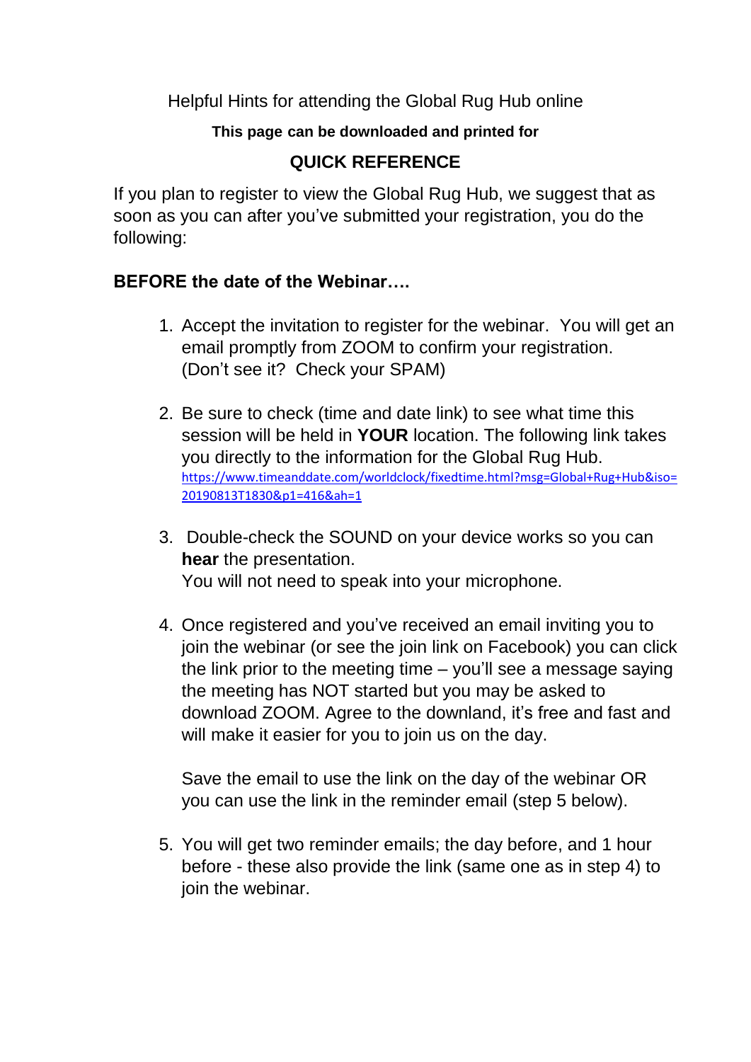Helpful Hints for attending the Global Rug Hub online

**This page can be downloaded and printed for**

## QUICK REFERENCE

If you plan to register to view the Global Rug Hub, we suggest that as soon as you can after you've submitted your registration, you do the following:

### BEFORE the date of the Webinar….

1. Accept the invitation to register for the webinar. You will get an email promptly from ZOOM to confirm your registration. (Don't see it? Check your SPAM)

2. Be sure to check (time and date link) to see what time this session will be held in **YOUR** location. The following link takes you directly to the information for the Global Rug Hub.
   https://www.timeanddate.com/worldclock/fixedtime.html?msg=Global+Rug+Hub&iso=20190813T1830&p1=416&ah=1

3. Double-check the SOUND on your device works so you can **hear** the presentation.
   You will not need to speak into your microphone.

4. Once registered and you've received an email inviting you to join the webinar (or see the join link on Facebook) you can click the link prior to the meeting time – you'll see a message saying the meeting has NOT started but you may be asked to download ZOOM. Agree to the downland, it's free and fast and will make it easier for you to join us on the day.

   Save the email to use the link on the day of the webinar OR you can use the link in the reminder email (step 5 below).

5. You will get two reminder emails; the day before, and 1 hour before - these also provide the link (same one as in step 4) to join the webinar.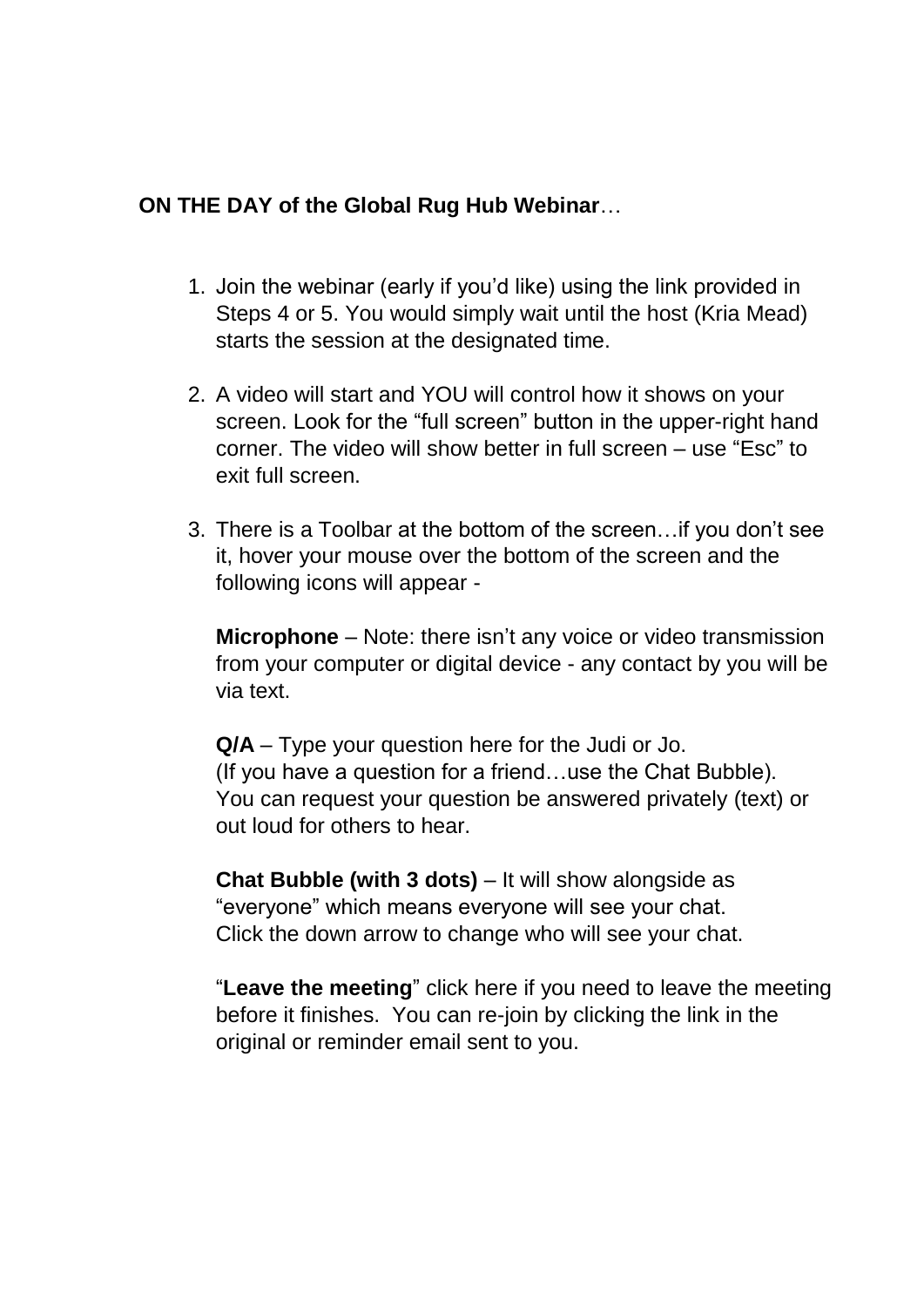**ON THE DAY of the Global Rug Hub Webinar**…

1. Join the webinar (early if you'd like) using the link provided in Steps 4 or 5. You would simply wait until the host (Kria Mead) starts the session at the designated time.

2. A video will start and YOU will control how it shows on your screen. Look for the "full screen" button in the upper-right hand corner. The video will show better in full screen – use "Esc" to exit full screen.

3. There is a Toolbar at the bottom of the screen…if you don't see it, hover your mouse over the bottom of the screen and the following icons will appear -

   **Microphone** – Note: there isn't any voice or video transmission from your computer or digital device - any contact by you will be via text.

   **Q/A** – Type your question here for the Judi or Jo.
   (If you have a question for a friend…use the Chat Bubble).
   You can request your question be answered privately (text) or out loud for others to hear.

   **Chat Bubble (with 3 dots)** – It will show alongside as "everyone" which means everyone will see your chat.
   Click the down arrow to change who will see your chat.

   "**Leave the meeting**" click here if you need to leave the meeting before it finishes. You can re-join by clicking the link in the original or reminder email sent to you.